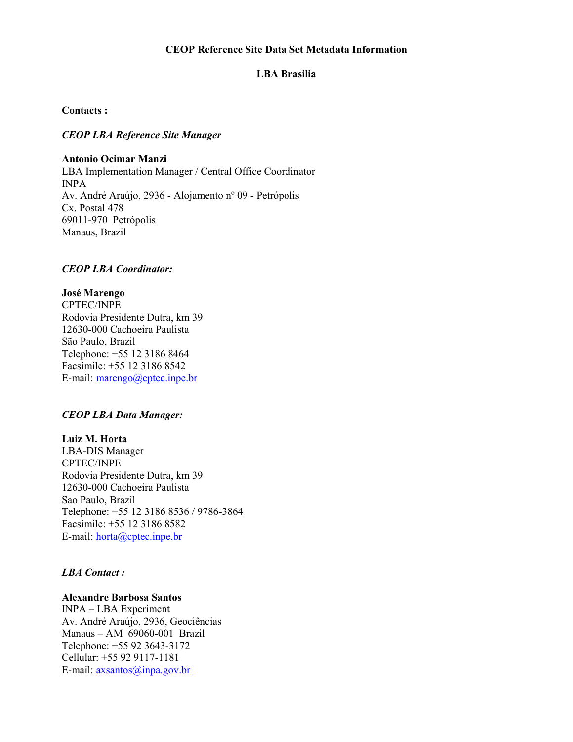**CEOP Reference Site Data Set Metadata Information**

**LBA Brasilia**

**Contacts :**

***CEOP LBA Reference Site Manager***

**Antonio Ocimar Manzi**
LBA Implementation Manager / Central Office Coordinator
INPA
Av. André Araújo, 2936 - Alojamento nº 09 - Petrópolis
Cx. Postal 478
69011-970 Petrópolis
Manaus, Brazil

***CEOP LBA Coordinator:***

**José Marengo**
CPTEC/INPE
Rodovia Presidente Dutra, km 39
12630-000 Cachoeira Paulista
São Paulo, Brazil
Telephone: +55 12 3186 8464
Facsimile: +55 12 3186 8542
E-mail: marengo@cptec.inpe.br

***CEOP LBA Data Manager:***

**Luiz M. Horta**
LBA-DIS Manager
CPTEC/INPE
Rodovia Presidente Dutra, km 39
12630-000 Cachoeira Paulista
Sao Paulo, Brazil
Telephone: +55 12 3186 8536 / 9786-3864
Facsimile: +55 12 3186 8582
E-mail: horta@cptec.inpe.br

***LBA Contact :***

**Alexandre Barbosa Santos**
INPA – LBA Experiment
Av. André Araújo, 2936, Geociências
Manaus – AM 69060-001 Brazil
Telephone: +55 92 3643-3172
Cellular: +55 92 9117-1181
E-mail: axsantos@inpa.gov.br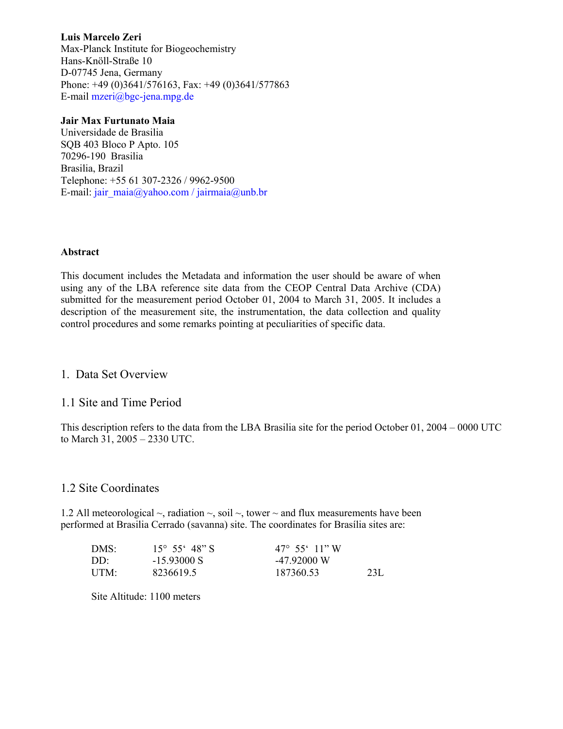**Luis Marcelo Zeri**
Max-Planck Institute for Biogeochemistry
Hans-Knöll-Straße 10
D-07745 Jena, Germany
Phone: +49 (0)3641/576163, Fax: +49 (0)3641/577863
E-mail mzeri@bgc-jena.mpg.de

**Jair Max Furtunato Maia**
Universidade de Brasilia
SQB 403 Bloco P Apto. 105
70296-190 Brasilia
Brasilia, Brazil
Telephone: +55 61 307-2326 / 9962-9500
E-mail: jair_maia@yahoo.com / jairmaia@unb.br

**Abstract**

This document includes the Metadata and information the user should be aware of when using any of the LBA reference site data from the CEOP Central Data Archive (CDA) submitted for the measurement period October 01, 2004 to March 31, 2005. It includes a description of the measurement site, the instrumentation, the data collection and quality control procedures and some remarks pointing at peculiarities of specific data.

# 1. Data Set Overview

## 1.1 Site and Time Period

This description refers to the data from the LBA Brasilia site for the period October 01, 2004 – 0000 UTC to March 31, 2005 – 2330 UTC.

## 1.2 Site Coordinates

1.2 All meteorological ~, radiation ~, soil ~, tower ~ and flux measurements have been performed at Brasilia Cerrado (savanna) site. The coordinates for Brasília sites are:

| | | | |
|---|---|---|---|
| DMS: | 15° 55‘ 48” S | 47° 55‘ 11” W | |
| DD: | -15.93000 S | -47.92000 W | |
| UTM: | 8236619.5 | 187360.53 | 23L |

Site Altitude: 1100 meters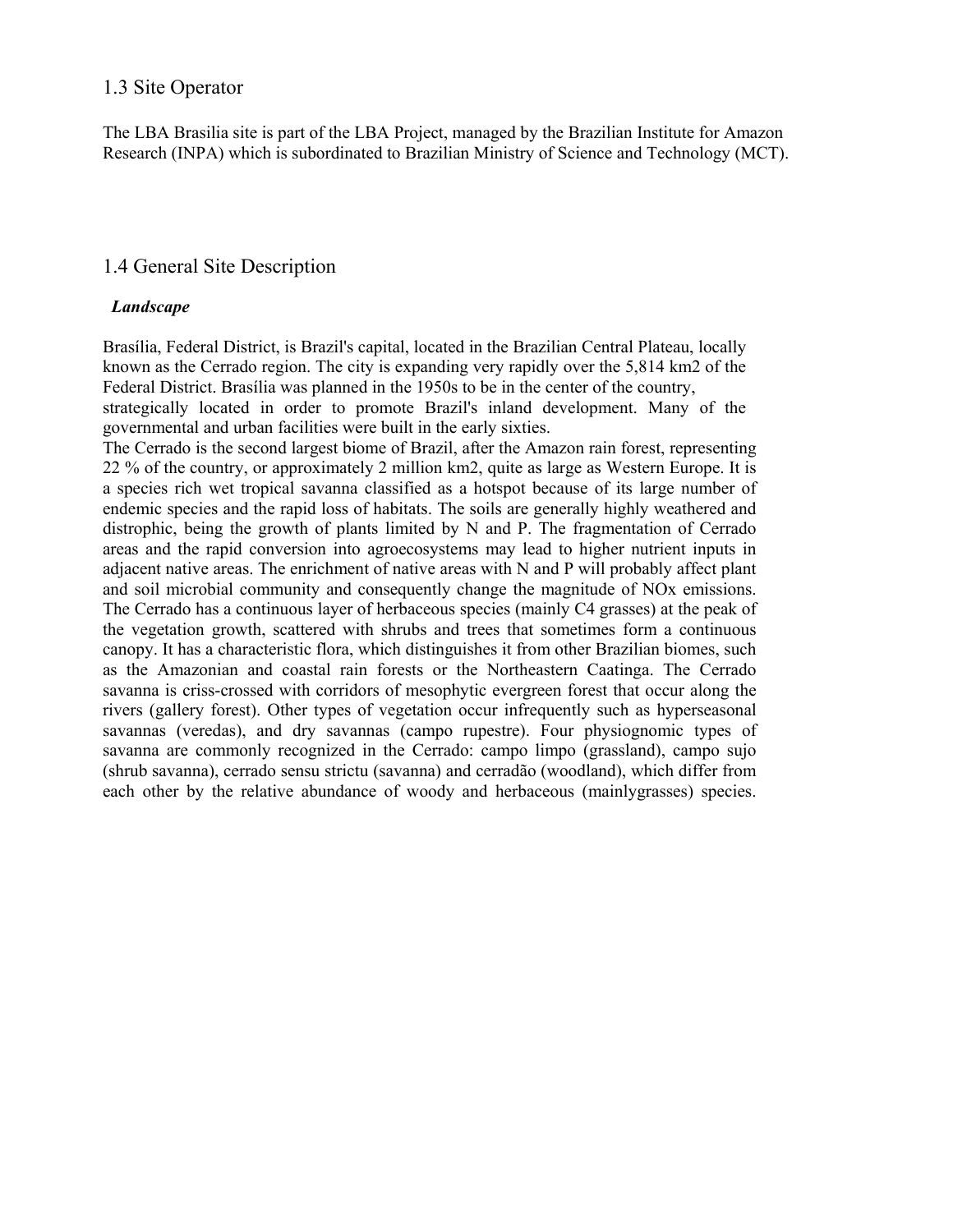## 1.3 Site Operator

The LBA Brasilia site is part of the LBA Project, managed by the Brazilian Institute for Amazon Research (INPA) which is subordinated to Brazilian Ministry of Science and Technology (MCT).

## 1.4 General Site Description

***Landscape***

Brasília, Federal District, is Brazil's capital, located in the Brazilian Central Plateau, locally known as the Cerrado region. The city is expanding very rapidly over the 5,814 km2 of the Federal District. Brasília was planned in the 1950s to be in the center of the country, strategically located in order to promote Brazil's inland development. Many of the governmental and urban facilities were built in the early sixties.
The Cerrado is the second largest biome of Brazil, after the Amazon rain forest, representing 22 % of the country, or approximately 2 million km2, quite as large as Western Europe. It is a species rich wet tropical savanna classified as a hotspot because of its large number of endemic species and the rapid loss of habitats. The soils are generally highly weathered and distrophic, being the growth of plants limited by N and P. The fragmentation of Cerrado areas and the rapid conversion into agroecosystems may lead to higher nutrient inputs in adjacent native areas. The enrichment of native areas with N and P will probably affect plant and soil microbial community and consequently change the magnitude of NOx emissions. The Cerrado has a continuous layer of herbaceous species (mainly C4 grasses) at the peak of the vegetation growth, scattered with shrubs and trees that sometimes form a continuous canopy. It has a characteristic flora, which distinguishes it from other Brazilian biomes, such as the Amazonian and coastal rain forests or the Northeastern Caatinga. The Cerrado savanna is criss-crossed with corridors of mesophytic evergreen forest that occur along the rivers (gallery forest). Other types of vegetation occur infrequently such as hyperseasonal savannas (veredas), and dry savannas (campo rupestre). Four physiognomic types of savanna are commonly recognized in the Cerrado: campo limpo (grassland), campo sujo (shrub savanna), cerrado sensu strictu (savanna) and cerradão (woodland), which differ from each other by the relative abundance of woody and herbaceous (mainlygrasses) species.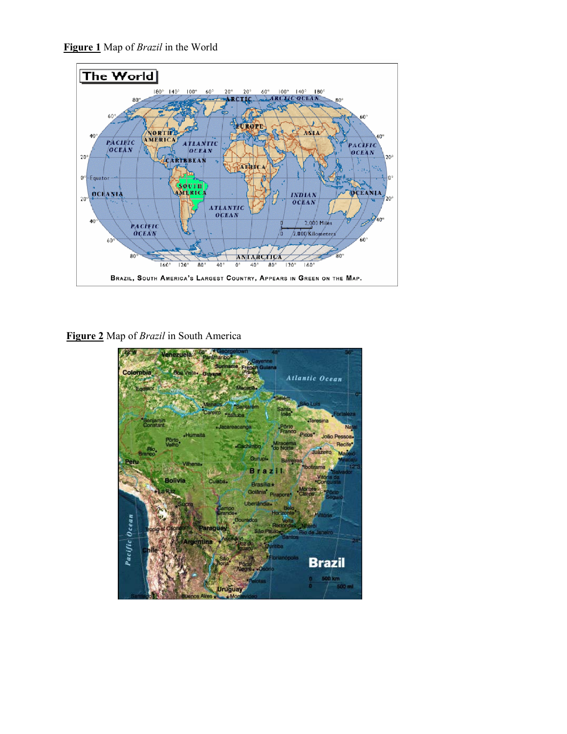**Figure 1** Map of *Brazil* in the World

The World

BRAZIL, SOUTH AMERICA'S LARGEST COUNTRY, APPEARS IN GREEN ON THE MAP.

**Figure 2** Map of *Brazil* in South America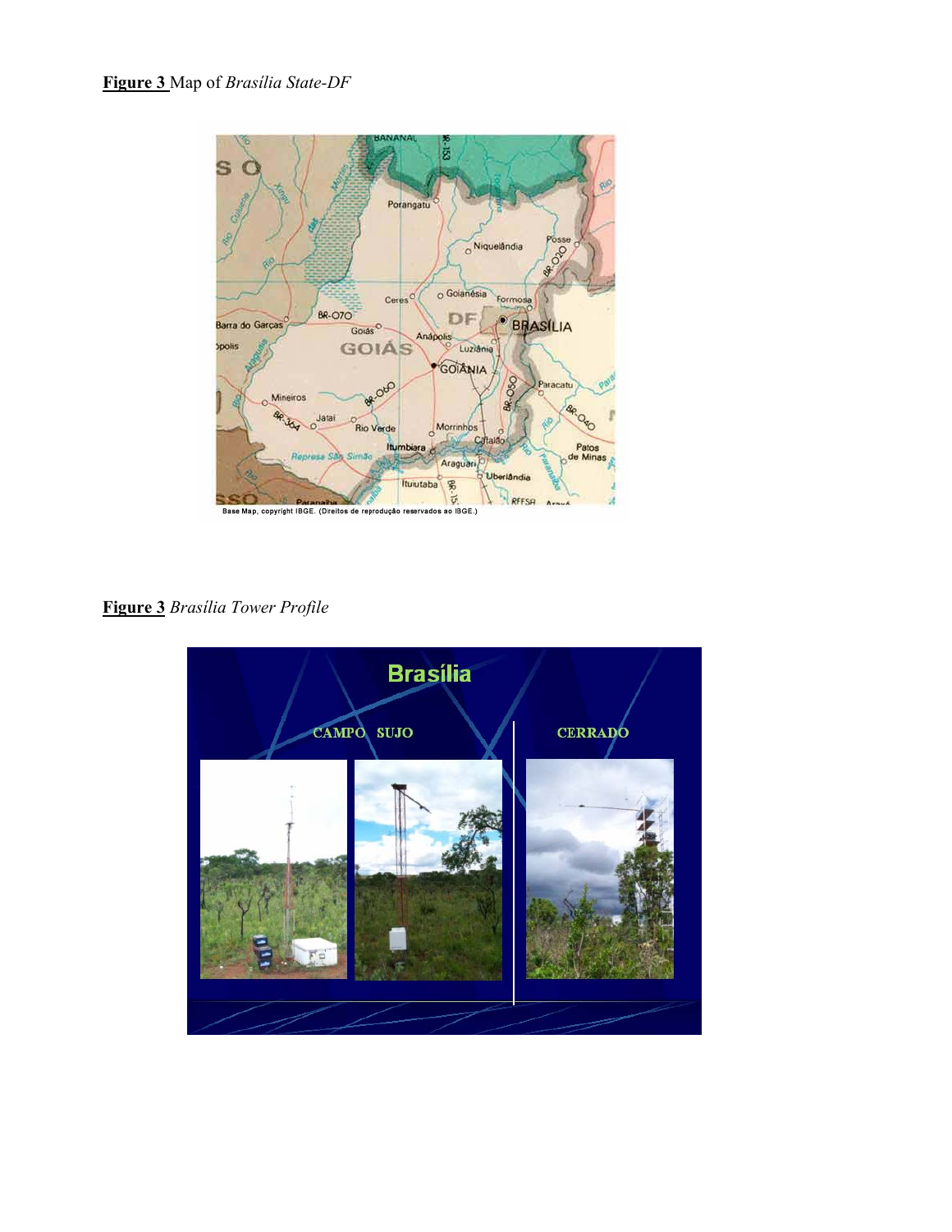**Figure 3** Map of *Brasília State-DF*

**Figure 3** *Brasília Tower Profile*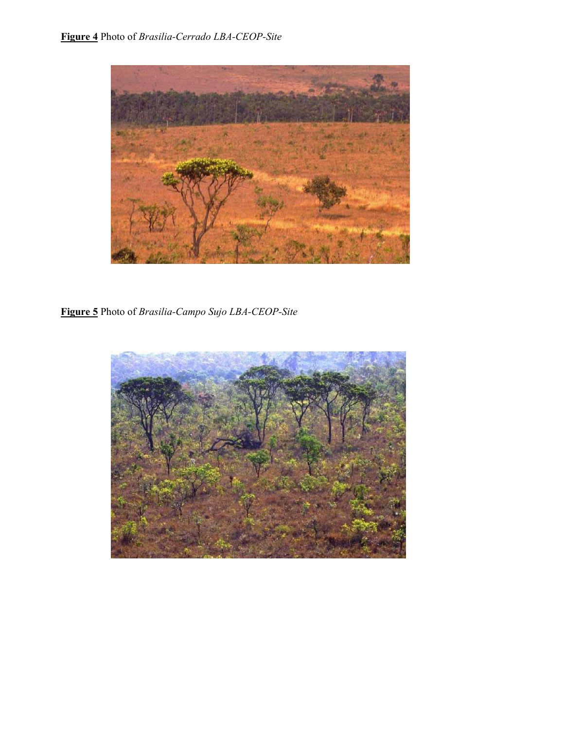**Figure 4** Photo of *Brasilia-Cerrado LBA-CEOP-Site*

**Figure 5** Photo of *Brasilia-Campo Sujo LBA-CEOP-Site*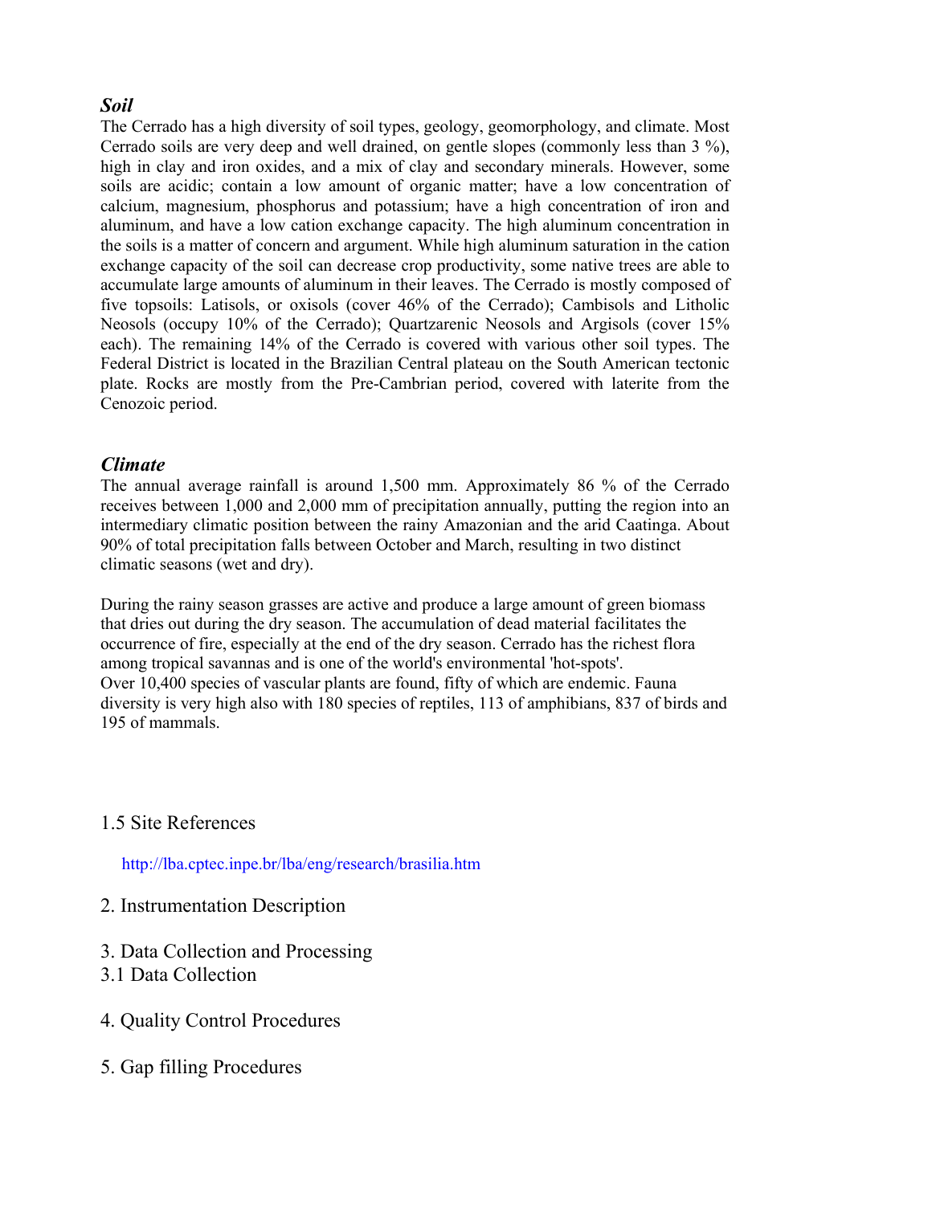### *Soil*

The Cerrado has a high diversity of soil types, geology, geomorphology, and climate. Most Cerrado soils are very deep and well drained, on gentle slopes (commonly less than 3 %), high in clay and iron oxides, and a mix of clay and secondary minerals. However, some soils are acidic; contain a low amount of organic matter; have a low concentration of calcium, magnesium, phosphorus and potassium; have a high concentration of iron and aluminum, and have a low cation exchange capacity. The high aluminum concentration in the soils is a matter of concern and argument. While high aluminum saturation in the cation exchange capacity of the soil can decrease crop productivity, some native trees are able to accumulate large amounts of aluminum in their leaves. The Cerrado is mostly composed of five topsoils: Latisols, or oxisols (cover 46% of the Cerrado); Cambisols and Litholic Neosols (occupy 10% of the Cerrado); Quartzarenic Neosols and Argisols (cover 15% each). The remaining 14% of the Cerrado is covered with various other soil types. The Federal District is located in the Brazilian Central plateau on the South American tectonic plate. Rocks are mostly from the Pre-Cambrian period, covered with laterite from the Cenozoic period.

### *Climate*

The annual average rainfall is around 1,500 mm. Approximately 86 % of the Cerrado receives between 1,000 and 2,000 mm of precipitation annually, putting the region into an intermediary climatic position between the rainy Amazonian and the arid Caatinga. About 90% of total precipitation falls between October and March, resulting in two distinct climatic seasons (wet and dry).

During the rainy season grasses are active and produce a large amount of green biomass that dries out during the dry season. The accumulation of dead material facilitates the occurrence of fire, especially at the end of the dry season. Cerrado has the richest flora among tropical savannas and is one of the world's environmental 'hot-spots'.
Over 10,400 species of vascular plants are found, fifty of which are endemic. Fauna diversity is very high also with 180 species of reptiles, 113 of amphibians, 837 of birds and 195 of mammals.

## 1.5 Site References

http://lba.cptec.inpe.br/lba/eng/research/brasilia.htm

# 2. Instrumentation Description

# 3. Data Collection and Processing

## 3.1 Data Collection

# 4. Quality Control Procedures

# 5. Gap filling Procedures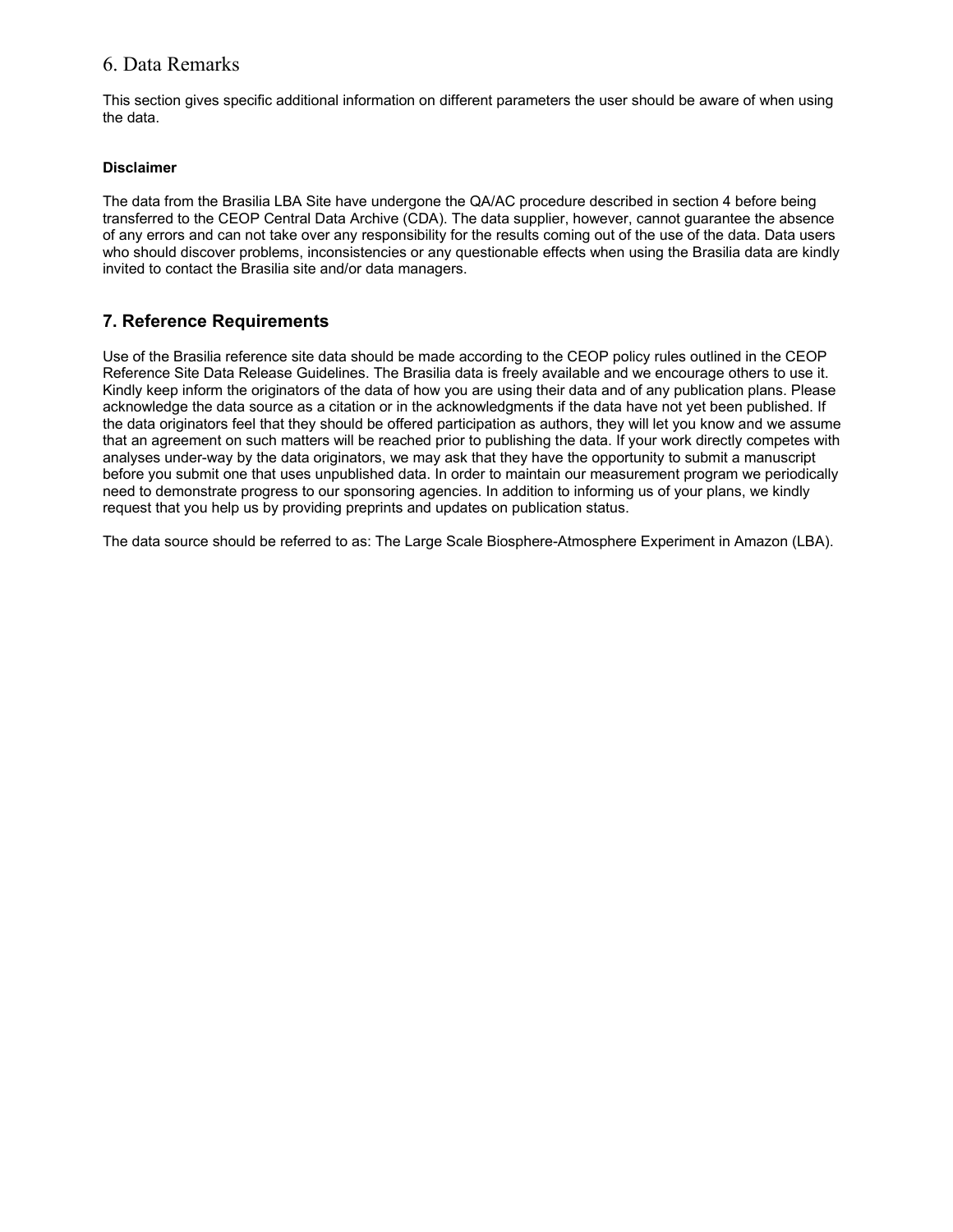## 6. Data Remarks

This section gives specific additional information on different parameters the user should be aware of when using the data.

**Disclaimer**

The data from the Brasilia LBA Site have undergone the QA/AC procedure described in section 4 before being transferred to the CEOP Central Data Archive (CDA). The data supplier, however, cannot guarantee the absence of any errors and can not take over any responsibility for the results coming out of the use of the data. Data users who should discover problems, inconsistencies or any questionable effects when using the Brasilia data are kindly invited to contact the Brasilia site and/or data managers.

## 7. Reference Requirements

Use of the Brasilia reference site data should be made according to the CEOP policy rules outlined in the CEOP Reference Site Data Release Guidelines. The Brasilia data is freely available and we encourage others to use it. Kindly keep inform the originators of the data of how you are using their data and of any publication plans. Please acknowledge the data source as a citation or in the acknowledgments if the data have not yet been published. If the data originators feel that they should be offered participation as authors, they will let you know and we assume that an agreement on such matters will be reached prior to publishing the data. If your work directly competes with analyses under-way by the data originators, we may ask that they have the opportunity to submit a manuscript before you submit one that uses unpublished data. In order to maintain our measurement program we periodically need to demonstrate progress to our sponsoring agencies. In addition to informing us of your plans, we kindly request that you help us by providing preprints and updates on publication status.

The data source should be referred to as: The Large Scale Biosphere-Atmosphere Experiment in Amazon (LBA).